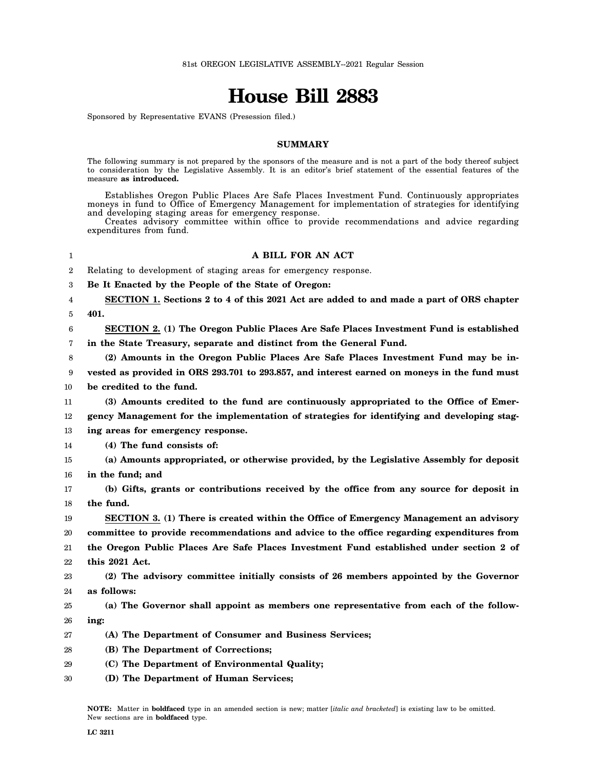81st OREGON LEGISLATIVE ASSEMBLY--2021 Regular Session

# House Bill 2883

Sponsored by Representative EVANS (Presession filed.)

## SUMMARY

The following summary is not prepared by the sponsors of the measure and is not a part of the body thereof subject to consideration by the Legislative Assembly. It is an editor's brief statement of the essential features of the measure **as introduced.**

Establishes Oregon Public Places Are Safe Places Investment Fund. Continuously appropriates moneys in fund to Office of Emergency Management for implementation of strategies for identifying and developing staging areas for emergency response.

Creates advisory committee within office to provide recommendations and advice regarding expenditures from fund.

### A BILL FOR AN ACT

Relating to development of staging areas for emergency response.

**Be It Enacted by the People of the State of Oregon:**

**SECTION 1. Sections 2 to 4 of this 2021 Act are added to and made a part of ORS chapter 401.**

**SECTION 2. (1) The Oregon Public Places Are Safe Places Investment Fund is established in the State Treasury, separate and distinct from the General Fund.**

**(2) Amounts in the Oregon Public Places Are Safe Places Investment Fund may be invested as provided in ORS 293.701 to 293.857, and interest earned on moneys in the fund must be credited to the fund.**

**(3) Amounts credited to the fund are continuously appropriated to the Office of Emergency Management for the implementation of strategies for identifying and developing staging areas for emergency response.**

**(4) The fund consists of:**

**(a) Amounts appropriated, or otherwise provided, by the Legislative Assembly for deposit in the fund; and**

**(b) Gifts, grants or contributions received by the office from any source for deposit in the fund.**

**SECTION 3. (1) There is created within the Office of Emergency Management an advisory committee to provide recommendations and advice to the office regarding expenditures from the Oregon Public Places Are Safe Places Investment Fund established under section 2 of this 2021 Act.**

**(2) The advisory committee initially consists of 26 members appointed by the Governor as follows:**

**(a) The Governor shall appoint as members one representative from each of the following:**

**(A) The Department of Consumer and Business Services;**

**(B) The Department of Corrections;**

**(C) The Department of Environmental Quality;**

**(D) The Department of Human Services;**

NOTE: Matter in **boldfaced** type in an amended section is new; matter [*italic and bracketed*] is existing law to be omitted. New sections are in **boldfaced** type.

LC 3211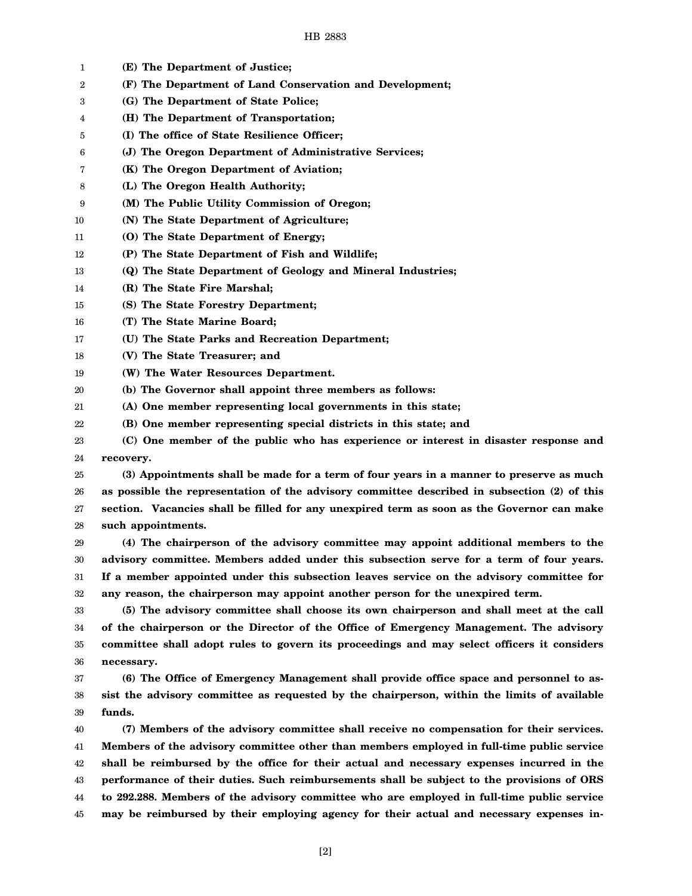**(E) The Department of Justice;**

**(F) The Department of Land Conservation and Development;**

**(G) The Department of State Police;**

**(H) The Department of Transportation;**

**(I) The office of State Resilience Officer;**

**(J) The Oregon Department of Administrative Services;**

**(K) The Oregon Department of Aviation;**

**(L) The Oregon Health Authority;**

**(M) The Public Utility Commission of Oregon;**

**(N) The State Department of Agriculture;**

**(O) The State Department of Energy;**

**(P) The State Department of Fish and Wildlife;**

**(Q) The State Department of Geology and Mineral Industries;**

**(R) The State Fire Marshal;**

**(S) The State Forestry Department;**

**(T) The State Marine Board;**

**(U) The State Parks and Recreation Department;**

**(V) The State Treasurer; and**

**(W) The Water Resources Department.**

**(b) The Governor shall appoint three members as follows:**

**(A) One member representing local governments in this state;**

**(B) One member representing special districts in this state; and**

**(C) One member of the public who has experience or interest in disaster response and recovery.**

**(3) Appointments shall be made for a term of four years in a manner to preserve as much as possible the representation of the advisory committee described in subsection (2) of this section. Vacancies shall be filled for any unexpired term as soon as the Governor can make such appointments.**

**(4) The chairperson of the advisory committee may appoint additional members to the advisory committee. Members added under this subsection serve for a term of four years. If a member appointed under this subsection leaves service on the advisory committee for any reason, the chairperson may appoint another person for the unexpired term.**

**(5) The advisory committee shall choose its own chairperson and shall meet at the call of the chairperson or the Director of the Office of Emergency Management. The advisory committee shall adopt rules to govern its proceedings and may select officers it considers necessary.**

**(6) The Office of Emergency Management shall provide office space and personnel to assist the advisory committee as requested by the chairperson, within the limits of available funds.**

**(7) Members of the advisory committee shall receive no compensation for their services. Members of the advisory committee other than members employed in full-time public service shall be reimbursed by the office for their actual and necessary expenses incurred in the performance of their duties. Such reimbursements shall be subject to the provisions of ORS to 292.288. Members of the advisory committee who are employed in full-time public service may be reimbursed by their employing agency for their actual and necessary expenses in-**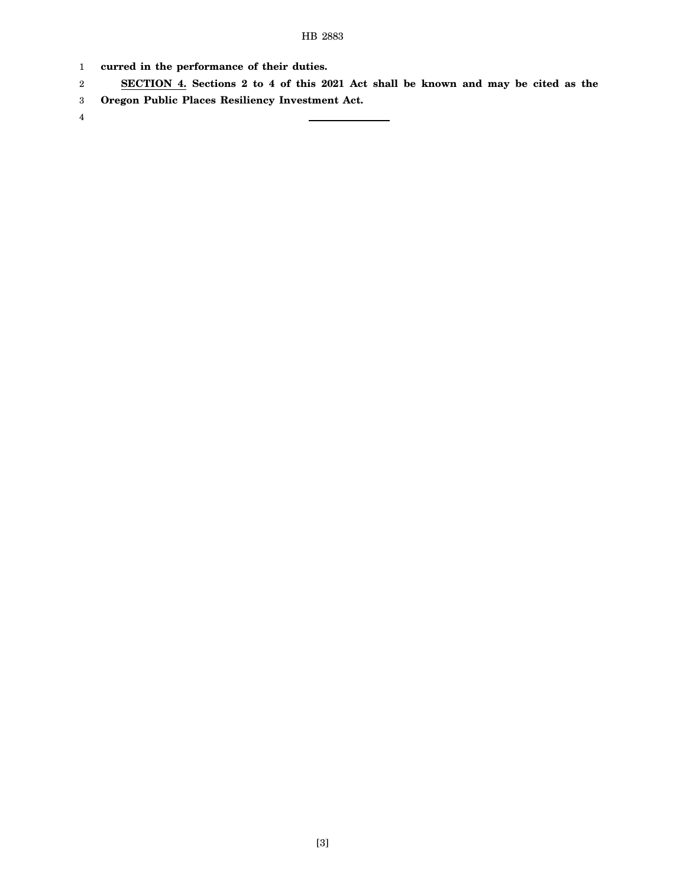**curred in the performance of their duties.**

**SECTION 4. Sections 2 to 4 of this 2021 Act shall be known and may be cited as the Oregon Public Places Resiliency Investment Act.**